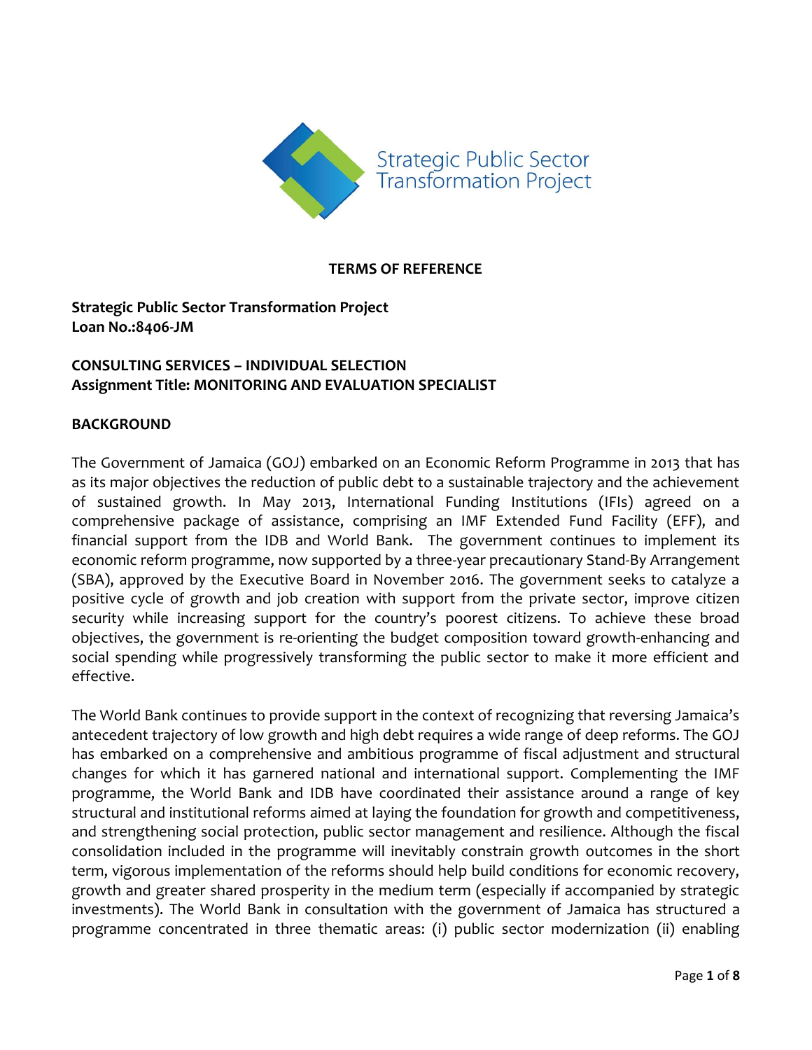Strategic Public Sector Transformation Project

**TERMS OF REFERENCE**

**Strategic Public Sector Transformation Project**
**Loan No.:8406-JM**

**CONSULTING SERVICES – INDIVIDUAL SELECTION**
**Assignment Title: MONITORING AND EVALUATION SPECIALIST**

## BACKGROUND

The Government of Jamaica (GOJ) embarked on an Economic Reform Programme in 2013 that has as its major objectives the reduction of public debt to a sustainable trajectory and the achievement of sustained growth. In May 2013, International Funding Institutions (IFIs) agreed on a comprehensive package of assistance, comprising an IMF Extended Fund Facility (EFF), and financial support from the IDB and World Bank. The government continues to implement its economic reform programme, now supported by a three-year precautionary Stand-By Arrangement (SBA), approved by the Executive Board in November 2016. The government seeks to catalyze a positive cycle of growth and job creation with support from the private sector, improve citizen security while increasing support for the country's poorest citizens. To achieve these broad objectives, the government is re-orienting the budget composition toward growth-enhancing and social spending while progressively transforming the public sector to make it more efficient and effective.

The World Bank continues to provide support in the context of recognizing that reversing Jamaica's antecedent trajectory of low growth and high debt requires a wide range of deep reforms. The GOJ has embarked on a comprehensive and ambitious programme of fiscal adjustment and structural changes for which it has garnered national and international support. Complementing the IMF programme, the World Bank and IDB have coordinated their assistance around a range of key structural and institutional reforms aimed at laying the foundation for growth and competitiveness, and strengthening social protection, public sector management and resilience. Although the fiscal consolidation included in the programme will inevitably constrain growth outcomes in the short term, vigorous implementation of the reforms should help build conditions for economic recovery, growth and greater shared prosperity in the medium term (especially if accompanied by strategic investments). The World Bank in consultation with the government of Jamaica has structured a programme concentrated in three thematic areas: (i) public sector modernization (ii) enabling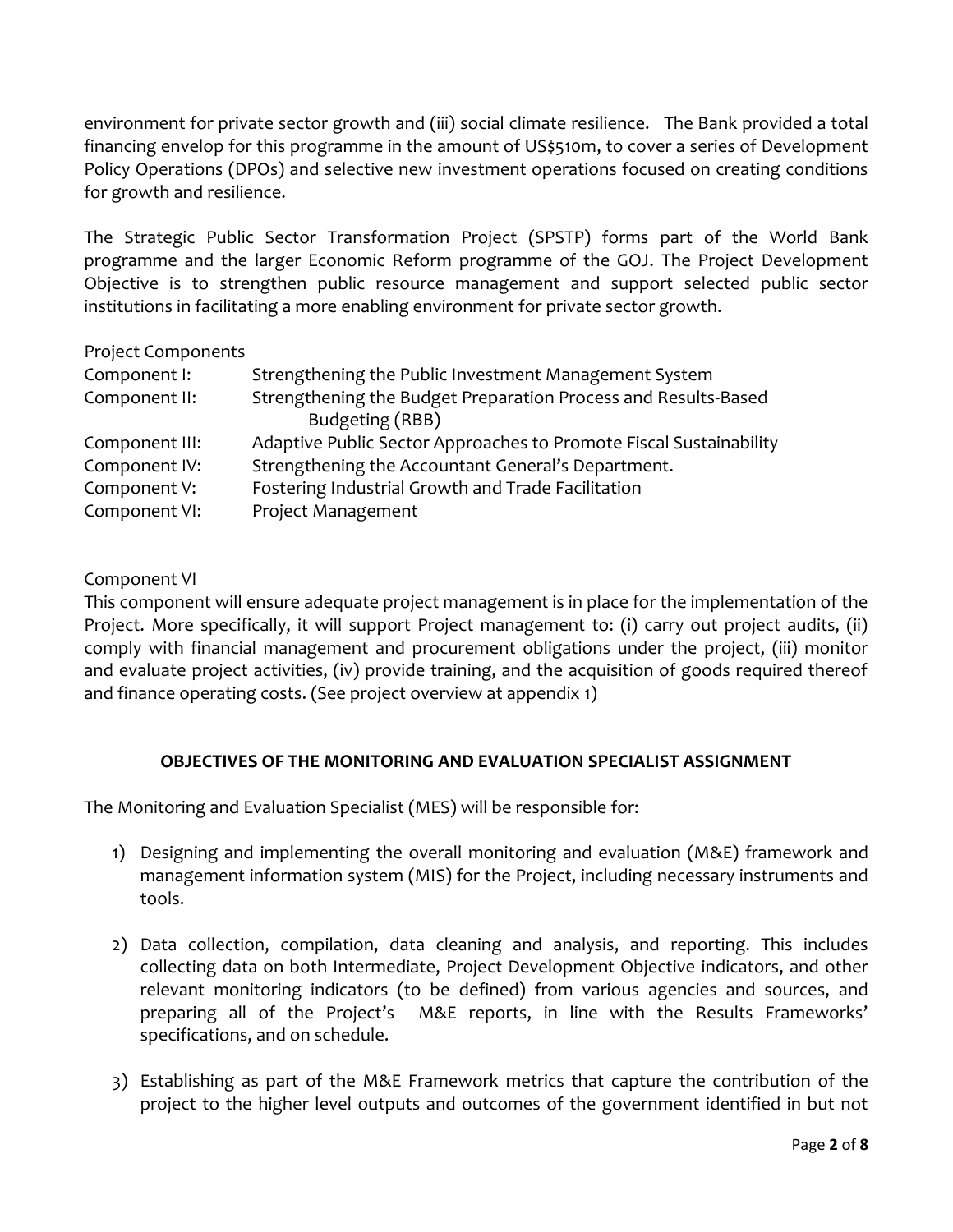environment for private sector growth and (iii) social climate resilience. The Bank provided a total financing envelop for this programme in the amount of US$510m, to cover a series of Development Policy Operations (DPOs) and selective new investment operations focused on creating conditions for growth and resilience.

The Strategic Public Sector Transformation Project (SPSTP) forms part of the World Bank programme and the larger Economic Reform programme of the GOJ. The Project Development Objective is to strengthen public resource management and support selected public sector institutions in facilitating a more enabling environment for private sector growth.

Project Components

| | |
|---|---|
| Component I: | Strengthening the Public Investment Management System |
| Component II: | Strengthening the Budget Preparation Process and Results-Based Budgeting (RBB) |
| Component III: | Adaptive Public Sector Approaches to Promote Fiscal Sustainability |
| Component IV: | Strengthening the Accountant General's Department. |
| Component V: | Fostering Industrial Growth and Trade Facilitation |
| Component VI: | Project Management |

Component VI

This component will ensure adequate project management is in place for the implementation of the Project. More specifically, it will support Project management to: (i) carry out project audits, (ii) comply with financial management and procurement obligations under the project, (iii) monitor and evaluate project activities, (iv) provide training, and the acquisition of goods required thereof and finance operating costs. (See project overview at appendix 1)

## OBJECTIVES OF THE MONITORING AND EVALUATION SPECIALIST ASSIGNMENT

The Monitoring and Evaluation Specialist (MES) will be responsible for:

1) Designing and implementing the overall monitoring and evaluation (M&E) framework and management information system (MIS) for the Project, including necessary instruments and tools.

2) Data collection, compilation, data cleaning and analysis, and reporting. This includes collecting data on both Intermediate, Project Development Objective indicators, and other relevant monitoring indicators (to be defined) from various agencies and sources, and preparing all of the Project's M&E reports, in line with the Results Frameworks' specifications, and on schedule.

3) Establishing as part of the M&E Framework metrics that capture the contribution of the project to the higher level outputs and outcomes of the government identified in but not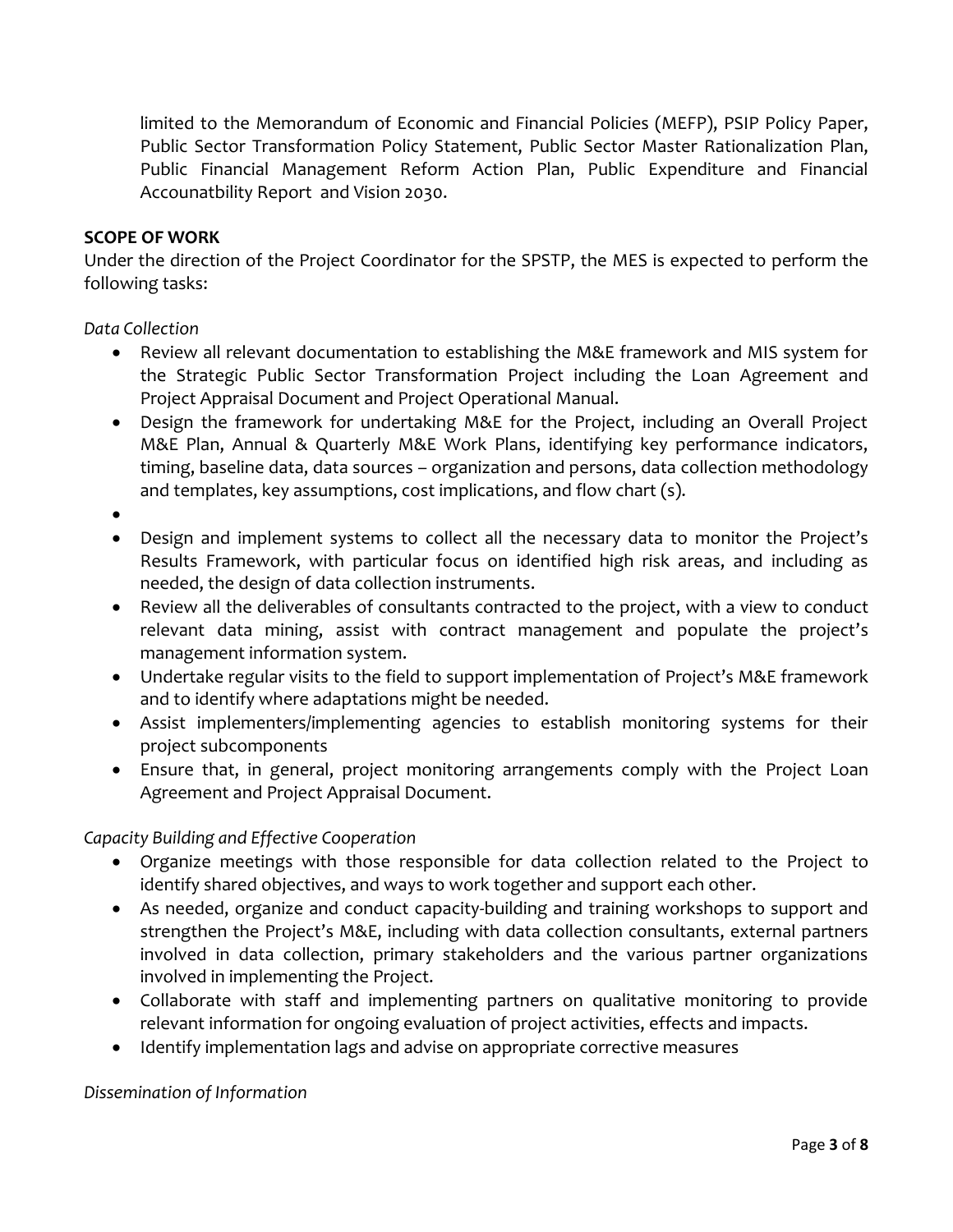limited to the Memorandum of Economic and Financial Policies (MEFP), PSIP Policy Paper, Public Sector Transformation Policy Statement, Public Sector Master Rationalization Plan, Public Financial Management Reform Action Plan, Public Expenditure and Financial Accounatbility Report and Vision 2030.

**SCOPE OF WORK**

Under the direction of the Project Coordinator for the SPSTP, the MES is expected to perform the following tasks:

*Data Collection*

- Review all relevant documentation to establishing the M&E framework and MIS system for the Strategic Public Sector Transformation Project including the Loan Agreement and Project Appraisal Document and Project Operational Manual.
- Design the framework for undertaking M&E for the Project, including an Overall Project M&E Plan, Annual & Quarterly M&E Work Plans, identifying key performance indicators, timing, baseline data, data sources – organization and persons, data collection methodology and templates, key assumptions, cost implications, and flow chart (s).
- 
- Design and implement systems to collect all the necessary data to monitor the Project's Results Framework, with particular focus on identified high risk areas, and including as needed, the design of data collection instruments.
- Review all the deliverables of consultants contracted to the project, with a view to conduct relevant data mining, assist with contract management and populate the project's management information system.
- Undertake regular visits to the field to support implementation of Project's M&E framework and to identify where adaptations might be needed.
- Assist implementers/implementing agencies to establish monitoring systems for their project subcomponents
- Ensure that, in general, project monitoring arrangements comply with the Project Loan Agreement and Project Appraisal Document.

*Capacity Building and Effective Cooperation*

- Organize meetings with those responsible for data collection related to the Project to identify shared objectives, and ways to work together and support each other.
- As needed, organize and conduct capacity-building and training workshops to support and strengthen the Project's M&E, including with data collection consultants, external partners involved in data collection, primary stakeholders and the various partner organizations involved in implementing the Project.
- Collaborate with staff and implementing partners on qualitative monitoring to provide relevant information for ongoing evaluation of project activities, effects and impacts.
- Identify implementation lags and advise on appropriate corrective measures

*Dissemination of Information*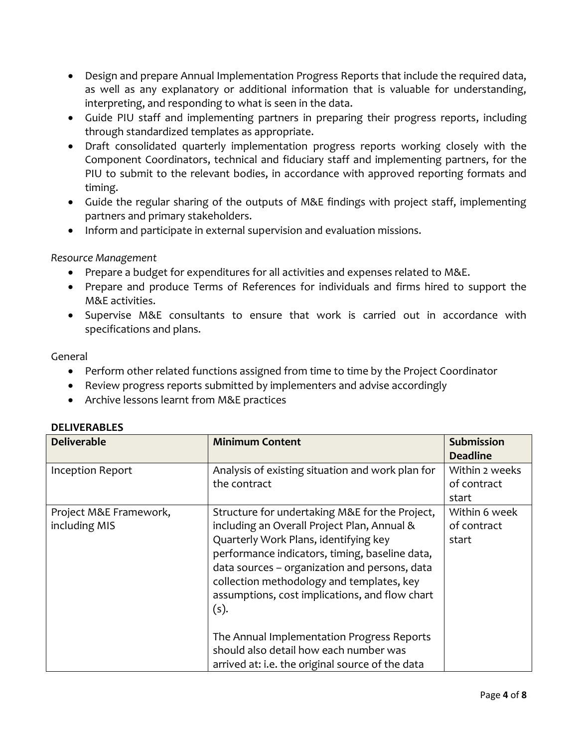- Design and prepare Annual Implementation Progress Reports that include the required data, as well as any explanatory or additional information that is valuable for understanding, interpreting, and responding to what is seen in the data.
- Guide PIU staff and implementing partners in preparing their progress reports, including through standardized templates as appropriate.
- Draft consolidated quarterly implementation progress reports working closely with the Component Coordinators, technical and fiduciary staff and implementing partners, for the PIU to submit to the relevant bodies, in accordance with approved reporting formats and timing.
- Guide the regular sharing of the outputs of M&E findings with project staff, implementing partners and primary stakeholders.
- Inform and participate in external supervision and evaluation missions.

*Resource Management*

- Prepare a budget for expenditures for all activities and expenses related to M&E.
- Prepare and produce Terms of References for individuals and firms hired to support the M&E activities.
- Supervise M&E consultants to ensure that work is carried out in accordance with specifications and plans.

General

- Perform other related functions assigned from time to time by the Project Coordinator
- Review progress reports submitted by implementers and advise accordingly
- Archive lessons learnt from M&E practices

**DELIVERABLES**

| Deliverable | Minimum Content | Submission Deadline |
| --- | --- | --- |
| Inception Report | Analysis of existing situation and work plan for the contract | Within 2 weeks of contract start |
| Project M&E Framework, including MIS | Structure for undertaking M&E for the Project, including an Overall Project Plan, Annual & Quarterly Work Plans, identifying key performance indicators, timing, baseline data, data sources – organization and persons, data collection methodology and templates, key assumptions, cost implications, and flow chart (s).<br><br>The Annual Implementation Progress Reports should also detail how each number was arrived at: i.e. the original source of the data | Within 6 week of contract start |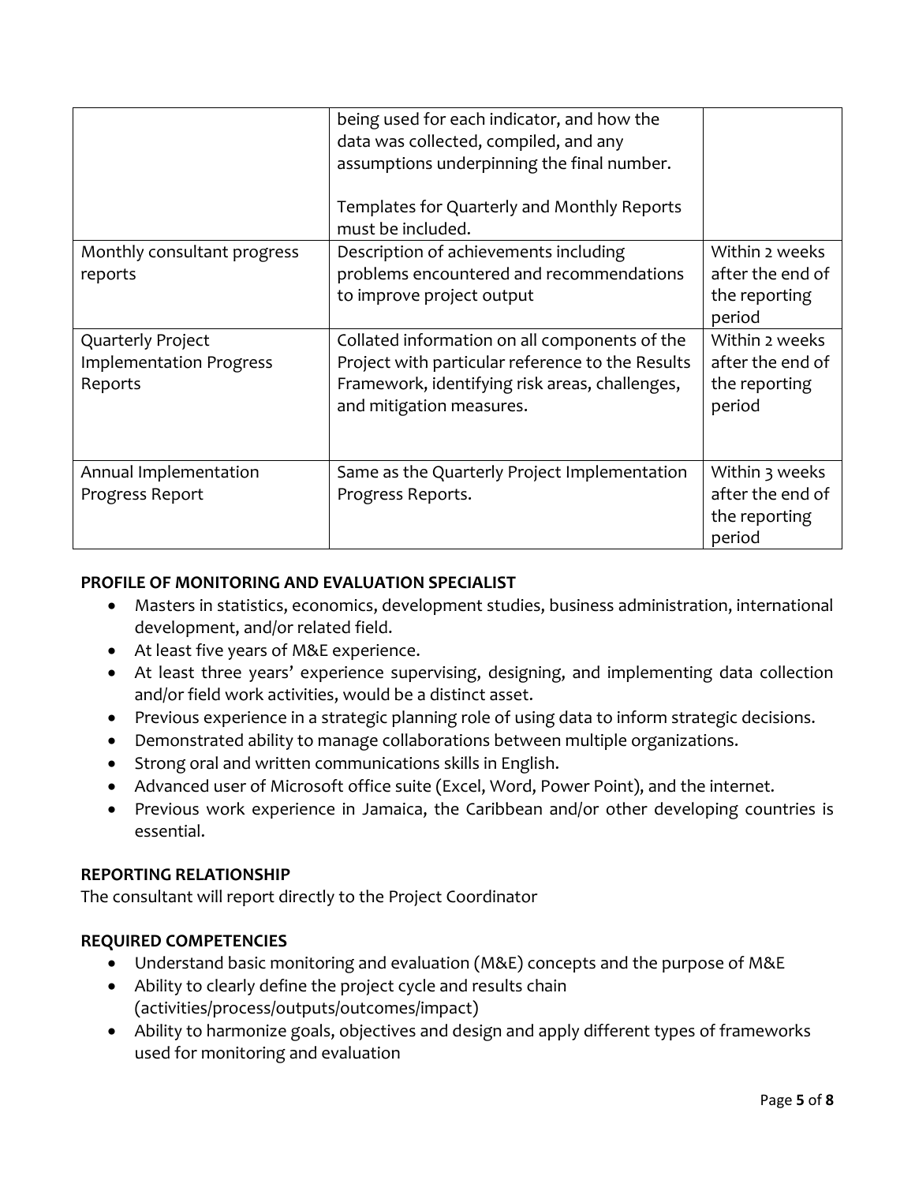| | | |
|---|---|---|
| | being used for each indicator, and how the data was collected, compiled, and any assumptions underpinning the final number.<br><br>Templates for Quarterly and Monthly Reports must be included. | |
| Monthly consultant progress reports | Description of achievements including problems encountered and recommendations to improve project output | Within 2 weeks after the end of the reporting period |
| Quarterly Project Implementation Progress Reports | Collated information on all components of the Project with particular reference to the Results Framework, identifying risk areas, challenges, and mitigation measures. | Within 2 weeks after the end of the reporting period |
| Annual Implementation Progress Report | Same as the Quarterly Project Implementation Progress Reports. | Within 3 weeks after the end of the reporting period |

**PROFILE OF MONITORING AND EVALUATION SPECIALIST**

- Masters in statistics, economics, development studies, business administration, international development, and/or related field.
- At least five years of M&E experience.
- At least three years' experience supervising, designing, and implementing data collection and/or field work activities, would be a distinct asset.
- Previous experience in a strategic planning role of using data to inform strategic decisions.
- Demonstrated ability to manage collaborations between multiple organizations.
- Strong oral and written communications skills in English.
- Advanced user of Microsoft office suite (Excel, Word, Power Point), and the internet.
- Previous work experience in Jamaica, the Caribbean and/or other developing countries is essential.

**REPORTING RELATIONSHIP**

The consultant will report directly to the Project Coordinator

**REQUIRED COMPETENCIES**

- Understand basic monitoring and evaluation (M&E) concepts and the purpose of M&E
- Ability to clearly define the project cycle and results chain (activities/process/outputs/outcomes/impact)
- Ability to harmonize goals, objectives and design and apply different types of frameworks used for monitoring and evaluation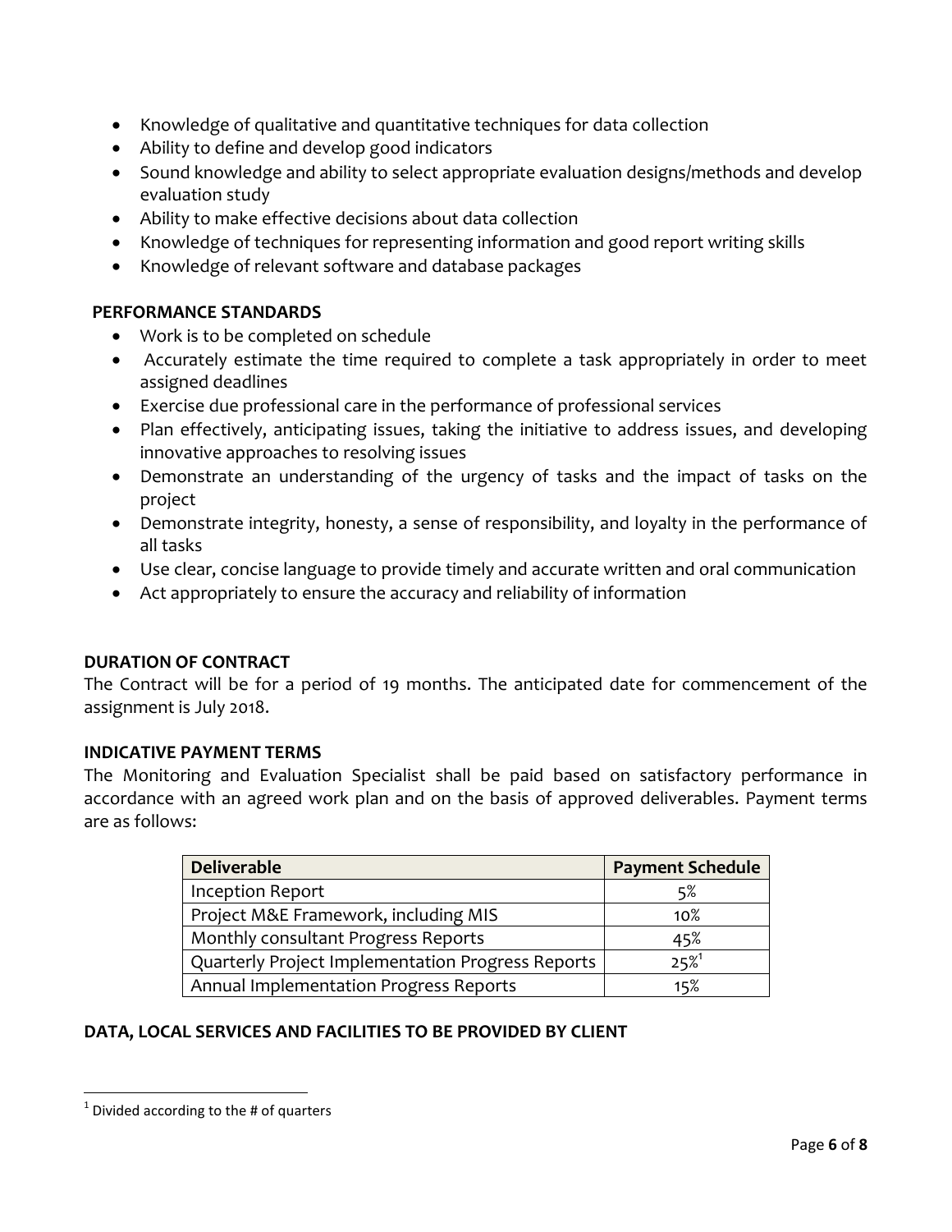- Knowledge of qualitative and quantitative techniques for data collection
- Ability to define and develop good indicators
- Sound knowledge and ability to select appropriate evaluation designs/methods and develop evaluation study
- Ability to make effective decisions about data collection
- Knowledge of techniques for representing information and good report writing skills
- Knowledge of relevant software and database packages

**PERFORMANCE STANDARDS**

- Work is to be completed on schedule
- Accurately estimate the time required to complete a task appropriately in order to meet assigned deadlines
- Exercise due professional care in the performance of professional services
- Plan effectively, anticipating issues, taking the initiative to address issues, and developing innovative approaches to resolving issues
- Demonstrate an understanding of the urgency of tasks and the impact of tasks on the project
- Demonstrate integrity, honesty, a sense of responsibility, and loyalty in the performance of all tasks
- Use clear, concise language to provide timely and accurate written and oral communication
- Act appropriately to ensure the accuracy and reliability of information

**DURATION OF CONTRACT**

The Contract will be for a period of 19 months. The anticipated date for commencement of the assignment is July 2018.

**INDICATIVE PAYMENT TERMS**

The Monitoring and Evaluation Specialist shall be paid based on satisfactory performance in accordance with an agreed work plan and on the basis of approved deliverables. Payment terms are as follows:

| Deliverable | Payment Schedule |
| --- | --- |
| Inception Report | 5% |
| Project M&E Framework, including MIS | 10% |
| Monthly consultant Progress Reports | 45% |
| Quarterly Project Implementation Progress Reports | 25%[1] |
| Annual Implementation Progress Reports | 15% |

**DATA, LOCAL SERVICES AND FACILITIES TO BE PROVIDED BY CLIENT**

[1] Divided according to the # of quarters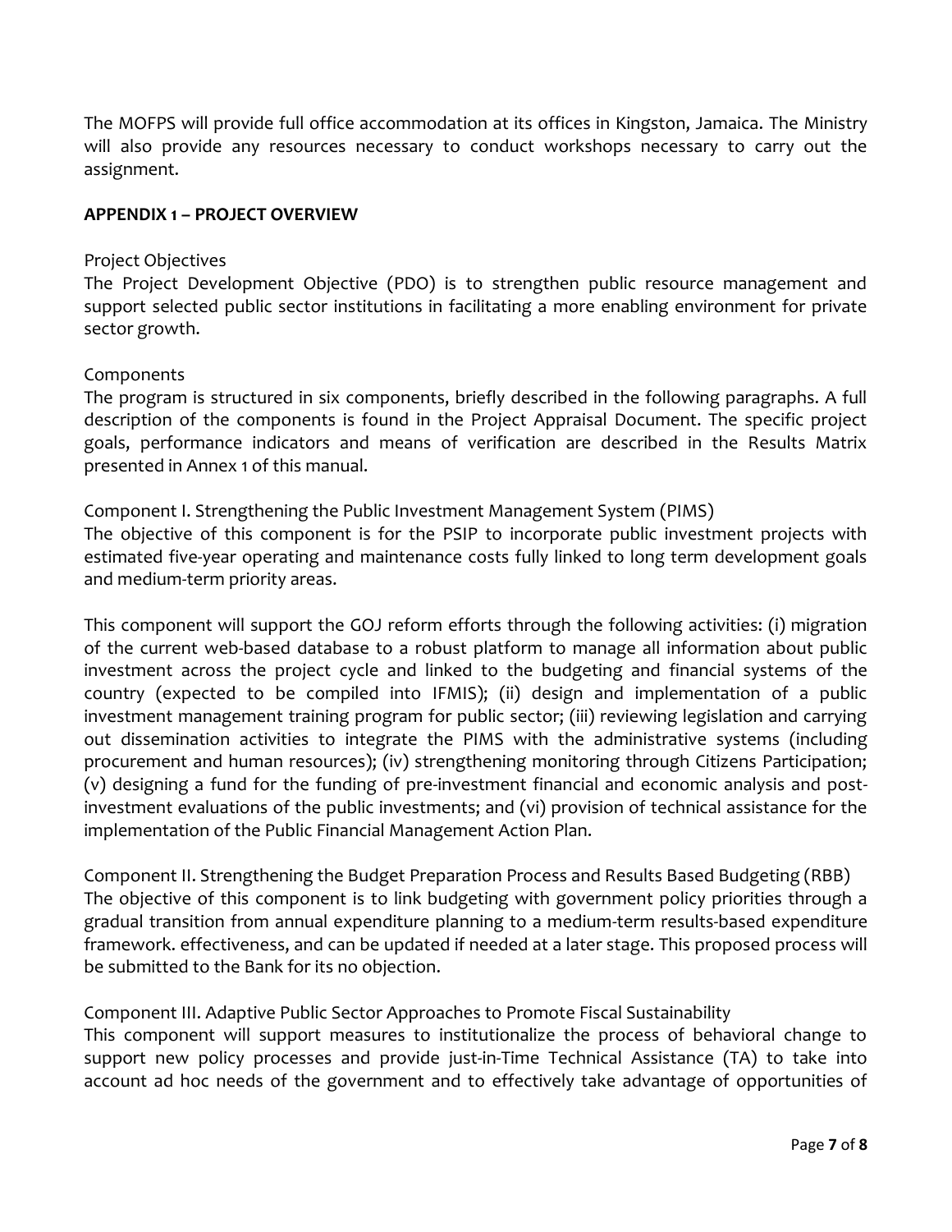The MOFPS will provide full office accommodation at its offices in Kingston, Jamaica. The Ministry will also provide any resources necessary to conduct workshops necessary to carry out the assignment.

## APPENDIX 1 – PROJECT OVERVIEW

Project Objectives

The Project Development Objective (PDO) is to strengthen public resource management and support selected public sector institutions in facilitating a more enabling environment for private sector growth.

Components

The program is structured in six components, briefly described in the following paragraphs. A full description of the components is found in the Project Appraisal Document. The specific project goals, performance indicators and means of verification are described in the Results Matrix presented in Annex 1 of this manual.

Component I. Strengthening the Public Investment Management System (PIMS)

The objective of this component is for the PSIP to incorporate public investment projects with estimated five-year operating and maintenance costs fully linked to long term development goals and medium-term priority areas.

This component will support the GOJ reform efforts through the following activities: (i) migration of the current web-based database to a robust platform to manage all information about public investment across the project cycle and linked to the budgeting and financial systems of the country (expected to be compiled into IFMIS); (ii) design and implementation of a public investment management training program for public sector; (iii) reviewing legislation and carrying out dissemination activities to integrate the PIMS with the administrative systems (including procurement and human resources); (iv) strengthening monitoring through Citizens Participation; (v) designing a fund for the funding of pre-investment financial and economic analysis and post-investment evaluations of the public investments; and (vi) provision of technical assistance for the implementation of the Public Financial Management Action Plan.

Component II. Strengthening the Budget Preparation Process and Results Based Budgeting (RBB)

The objective of this component is to link budgeting with government policy priorities through a gradual transition from annual expenditure planning to a medium-term results-based expenditure framework. effectiveness, and can be updated if needed at a later stage. This proposed process will be submitted to the Bank for its no objection.

Component III. Adaptive Public Sector Approaches to Promote Fiscal Sustainability

This component will support measures to institutionalize the process of behavioral change to support new policy processes and provide just-in-Time Technical Assistance (TA) to take into account ad hoc needs of the government and to effectively take advantage of opportunities of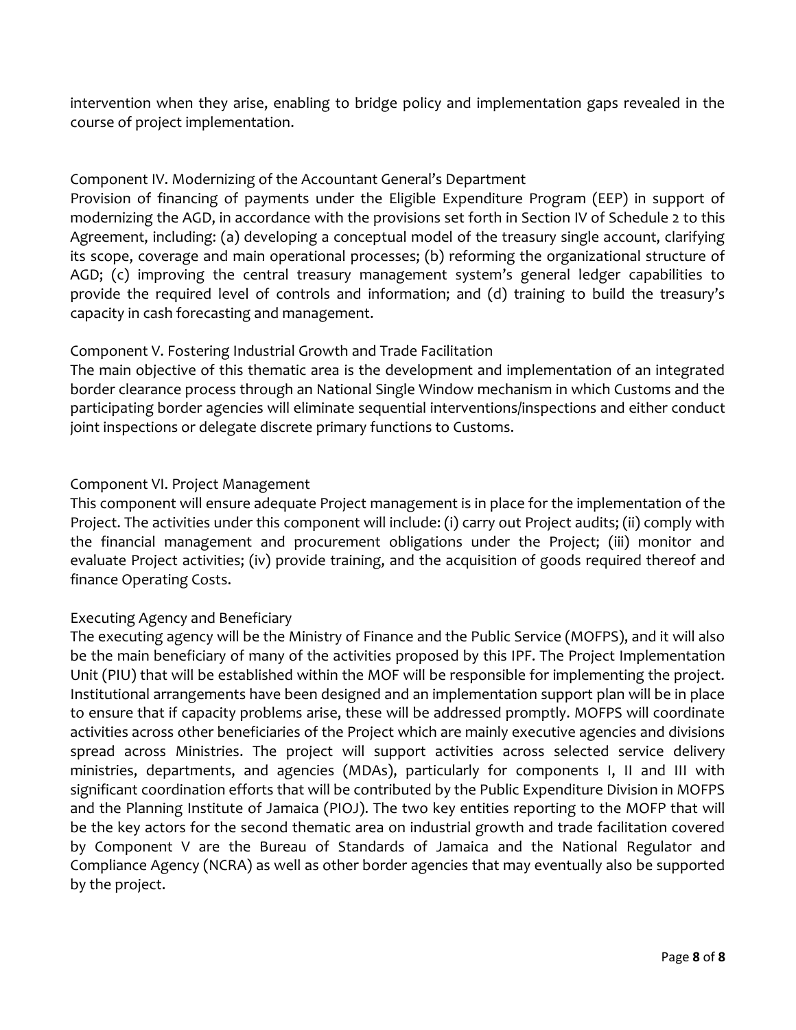intervention when they arise, enabling to bridge policy and implementation gaps revealed in the course of project implementation.

## Component IV. Modernizing of the Accountant General's Department

Provision of financing of payments under the Eligible Expenditure Program (EEP) in support of modernizing the AGD, in accordance with the provisions set forth in Section IV of Schedule 2 to this Agreement, including: (a) developing a conceptual model of the treasury single account, clarifying its scope, coverage and main operational processes; (b) reforming the organizational structure of AGD; (c) improving the central treasury management system's general ledger capabilities to provide the required level of controls and information; and (d) training to build the treasury's capacity in cash forecasting and management.

## Component V. Fostering Industrial Growth and Trade Facilitation

The main objective of this thematic area is the development and implementation of an integrated border clearance process through an National Single Window mechanism in which Customs and the participating border agencies will eliminate sequential interventions/inspections and either conduct joint inspections or delegate discrete primary functions to Customs.

## Component VI. Project Management

This component will ensure adequate Project management is in place for the implementation of the Project. The activities under this component will include: (i) carry out Project audits; (ii) comply with the financial management and procurement obligations under the Project; (iii) monitor and evaluate Project activities; (iv) provide training, and the acquisition of goods required thereof and finance Operating Costs.

## Executing Agency and Beneficiary

The executing agency will be the Ministry of Finance and the Public Service (MOFPS), and it will also be the main beneficiary of many of the activities proposed by this IPF. The Project Implementation Unit (PIU) that will be established within the MOF will be responsible for implementing the project. Institutional arrangements have been designed and an implementation support plan will be in place to ensure that if capacity problems arise, these will be addressed promptly. MOFPS will coordinate activities across other beneficiaries of the Project which are mainly executive agencies and divisions spread across Ministries. The project will support activities across selected service delivery ministries, departments, and agencies (MDAs), particularly for components I, II and III with significant coordination efforts that will be contributed by the Public Expenditure Division in MOFPS and the Planning Institute of Jamaica (PIOJ). The two key entities reporting to the MOFP that will be the key actors for the second thematic area on industrial growth and trade facilitation covered by Component V are the Bureau of Standards of Jamaica and the National Regulator and Compliance Agency (NCRA) as well as other border agencies that may eventually also be supported by the project.